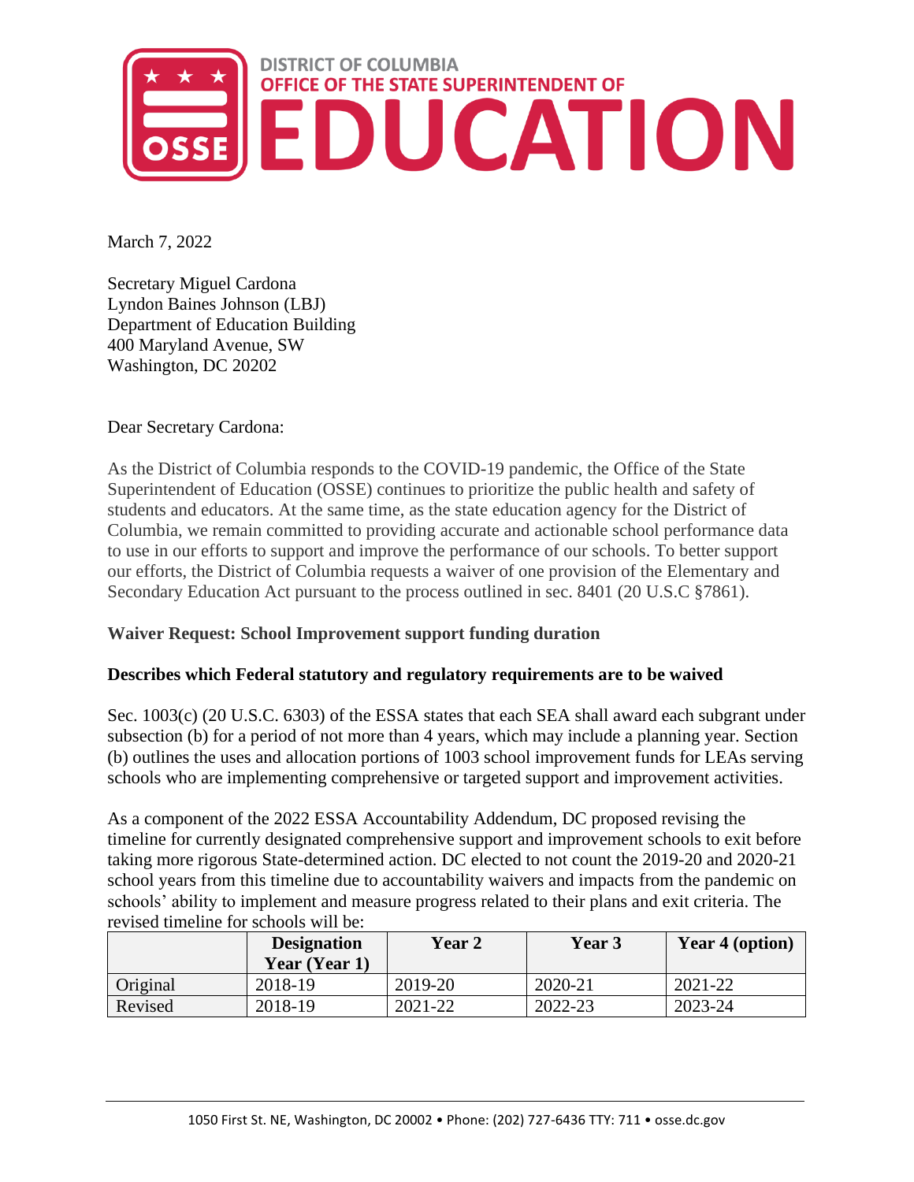# DISTRICT OF COLUMBIA OFFICE OF THE STATE SUPERINTENDENT OF EDUCATION

March 7, 2022

Secretary Miguel Cardona
Lyndon Baines Johnson (LBJ)
Department of Education Building
400 Maryland Avenue, SW
Washington, DC 20202

Dear Secretary Cardona:

As the District of Columbia responds to the COVID-19 pandemic, the Office of the State Superintendent of Education (OSSE) continues to prioritize the public health and safety of students and educators. At the same time, as the state education agency for the District of Columbia, we remain committed to providing accurate and actionable school performance data to use in our efforts to support and improve the performance of our schools. To better support our efforts, the District of Columbia requests a waiver of one provision of the Elementary and Secondary Education Act pursuant to the process outlined in sec. 8401 (20 U.S.C §7861).

**Waiver Request: School Improvement support funding duration**

**Describes which Federal statutory and regulatory requirements are to be waived**

Sec. 1003(c) (20 U.S.C. 6303) of the ESSA states that each SEA shall award each subgrant under subsection (b) for a period of not more than 4 years, which may include a planning year. Section (b) outlines the uses and allocation portions of 1003 school improvement funds for LEAs serving schools who are implementing comprehensive or targeted support and improvement activities.

As a component of the 2022 ESSA Accountability Addendum, DC proposed revising the timeline for currently designated comprehensive support and improvement schools to exit before taking more rigorous State-determined action. DC elected to not count the 2019-20 and 2020-21 school years from this timeline due to accountability waivers and impacts from the pandemic on schools' ability to implement and measure progress related to their plans and exit criteria. The revised timeline for schools will be:

| | Designation Year (Year 1) | Year 2 | Year 3 | Year 4 (option) |
|---|---|---|---|---|
| Original | 2018-19 | 2019-20 | 2020-21 | 2021-22 |
| Revised | 2018-19 | 2021-22 | 2022-23 | 2023-24 |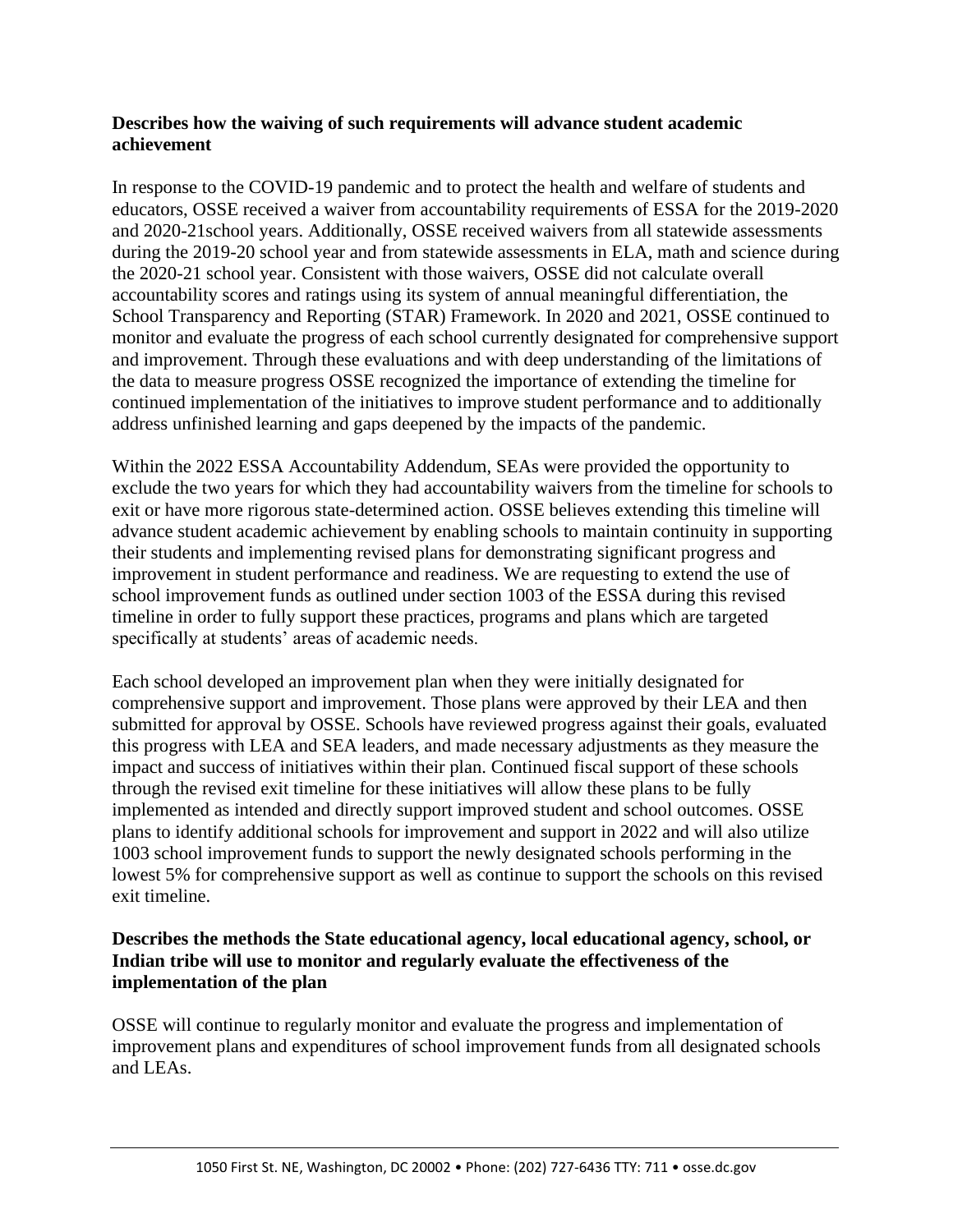**Describes how the waiving of such requirements will advance student academic achievement**

In response to the COVID-19 pandemic and to protect the health and welfare of students and educators, OSSE received a waiver from accountability requirements of ESSA for the 2019-2020 and 2020-21school years. Additionally, OSSE received waivers from all statewide assessments during the 2019-20 school year and from statewide assessments in ELA, math and science during the 2020-21 school year. Consistent with those waivers, OSSE did not calculate overall accountability scores and ratings using its system of annual meaningful differentiation, the School Transparency and Reporting (STAR) Framework. In 2020 and 2021, OSSE continued to monitor and evaluate the progress of each school currently designated for comprehensive support and improvement. Through these evaluations and with deep understanding of the limitations of the data to measure progress OSSE recognized the importance of extending the timeline for continued implementation of the initiatives to improve student performance and to additionally address unfinished learning and gaps deepened by the impacts of the pandemic.

Within the 2022 ESSA Accountability Addendum, SEAs were provided the opportunity to exclude the two years for which they had accountability waivers from the timeline for schools to exit or have more rigorous state-determined action. OSSE believes extending this timeline will advance student academic achievement by enabling schools to maintain continuity in supporting their students and implementing revised plans for demonstrating significant progress and improvement in student performance and readiness. We are requesting to extend the use of school improvement funds as outlined under section 1003 of the ESSA during this revised timeline in order to fully support these practices, programs and plans which are targeted specifically at students' areas of academic needs.

Each school developed an improvement plan when they were initially designated for comprehensive support and improvement. Those plans were approved by their LEA and then submitted for approval by OSSE. Schools have reviewed progress against their goals, evaluated this progress with LEA and SEA leaders, and made necessary adjustments as they measure the impact and success of initiatives within their plan. Continued fiscal support of these schools through the revised exit timeline for these initiatives will allow these plans to be fully implemented as intended and directly support improved student and school outcomes. OSSE plans to identify additional schools for improvement and support in 2022 and will also utilize 1003 school improvement funds to support the newly designated schools performing in the lowest 5% for comprehensive support as well as continue to support the schools on this revised exit timeline.

**Describes the methods the State educational agency, local educational agency, school, or Indian tribe will use to monitor and regularly evaluate the effectiveness of the implementation of the plan**

OSSE will continue to regularly monitor and evaluate the progress and implementation of improvement plans and expenditures of school improvement funds from all designated schools and LEAs.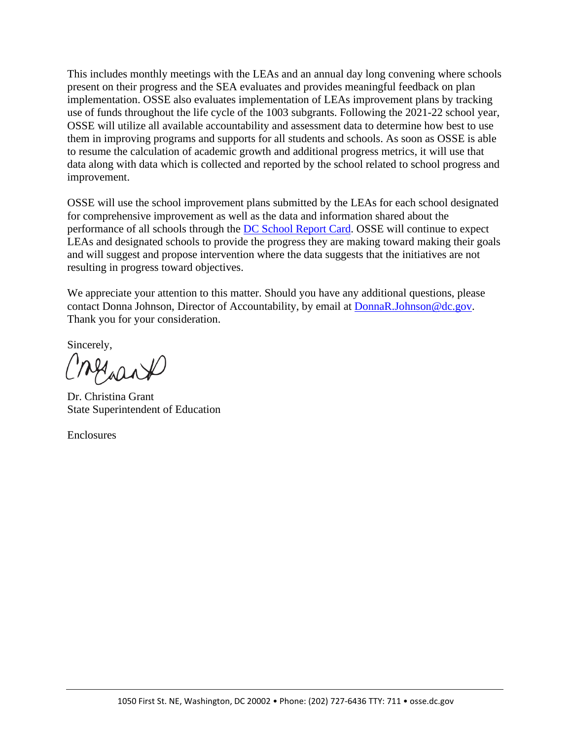This includes monthly meetings with the LEAs and an annual day long convening where schools present on their progress and the SEA evaluates and provides meaningful feedback on plan implementation. OSSE also evaluates implementation of LEAs improvement plans by tracking use of funds throughout the life cycle of the 1003 subgrants. Following the 2021-22 school year, OSSE will utilize all available accountability and assessment data to determine how best to use them in improving programs and supports for all students and schools. As soon as OSSE is able to resume the calculation of academic growth and additional progress metrics, it will use that data along with data which is collected and reported by the school related to school progress and improvement.

OSSE will use the school improvement plans submitted by the LEAs for each school designated for comprehensive improvement as well as the data and information shared about the performance of all schools through the [DC School Report Card](). OSSE will continue to expect LEAs and designated schools to provide the progress they are making toward making their goals and will suggest and propose intervention where the data suggests that the initiatives are not resulting in progress toward objectives.

We appreciate your attention to this matter. Should you have any additional questions, please contact Donna Johnson, Director of Accountability, by email at [DonnaR.Johnson@dc.gov](mailto:DonnaR.Johnson@dc.gov). Thank you for your consideration.

Sincerely,

Dr. Christina Grant
State Superintendent of Education

Enclosures